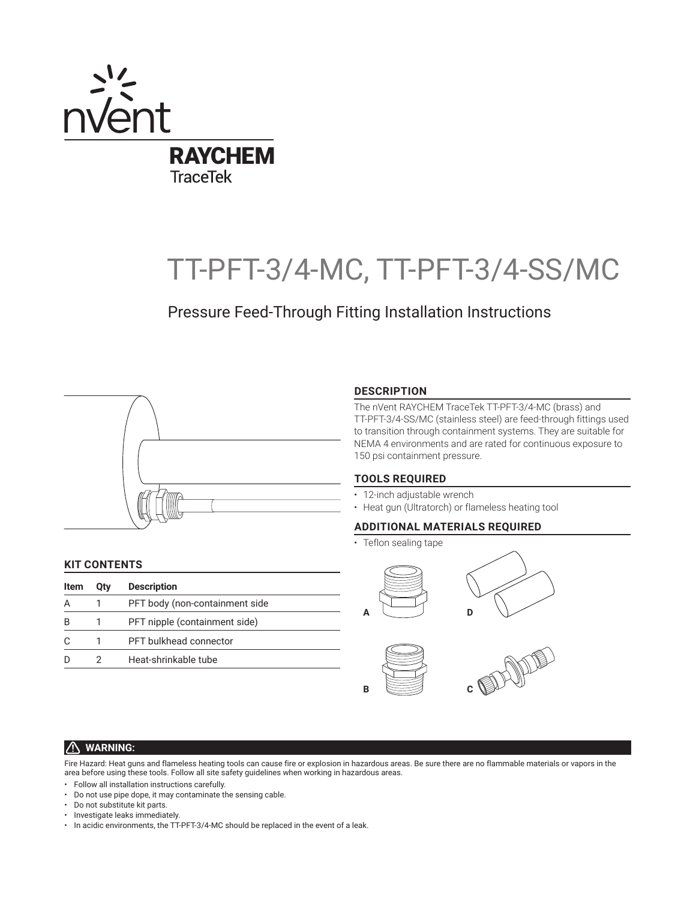# TT-PFT-3/4-MC, TT-PFT-3/4-SS/MC

## Pressure Feed-Through Fitting Installation Instructions

### DESCRIPTION

The nVent RAYCHEM TraceTek TT-PFT-3/4-MC (brass) and TT-PFT-3/4-SS/MC (stainless steel) are feed-through fittings used to transition through containment systems. They are suitable for NEMA 4 environments and are rated for continuous exposure to 150 psi containment pressure.

### TOOLS REQUIRED

- 12-inch adjustable wrench
- Heat gun (Ultratorch) or flameless heating tool

### ADDITIONAL MATERIALS REQUIRED

- Teflon sealing tape

### KIT CONTENTS

| Item | Qty | Description |
|---|---|---|
| A | 1 | PFT body (non-containment side |
| B | 1 | PFT nipple (containment side) |
| C | 1 | PFT bulkhead connector |
| D | 2 | Heat-shrinkable tube |

### ⚠ WARNING:

Fire Hazard: Heat guns and flameless heating tools can cause fire or explosion in hazardous areas. Be sure there are no flammable materials or vapors in the area before using these tools. Follow all site safety guidelines when working in hazardous areas.

- Follow all installation instructions carefully.
- Do not use pipe dope, it may contaminate the sensing cable.
- Do not substitute kit parts.
- Investigate leaks immediately.
- In acidic environments, the TT-PFT-3/4-MC should be replaced in the event of a leak.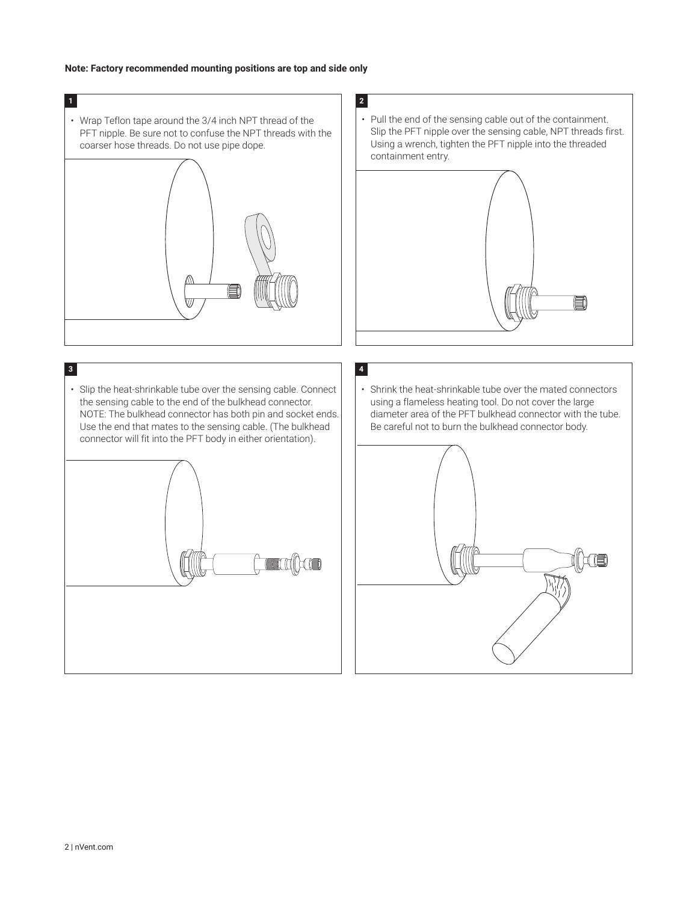**Note: Factory recommended mounting positions are top and side only**

**1**

- Wrap Teflon tape around the 3/4 inch NPT thread of the PFT nipple. Be sure not to confuse the NPT threads with the coarser hose threads. Do not use pipe dope.

**2**

- Pull the end of the sensing cable out of the containment. Slip the PFT nipple over the sensing cable, NPT threads first. Using a wrench, tighten the PFT nipple into the threaded containment entry.

**3**

- Slip the heat-shrinkable tube over the sensing cable. Connect the sensing cable to the end of the bulkhead connector. NOTE: The bulkhead connector has both pin and socket ends. Use the end that mates to the sensing cable. (The bulkhead connector will fit into the PFT body in either orientation).

**4**

- Shrink the heat-shrinkable tube over the mated connectors using a flameless heating tool. Do not cover the large diameter area of the PFT bulkhead connector with the tube. Be careful not to burn the bulkhead connector body.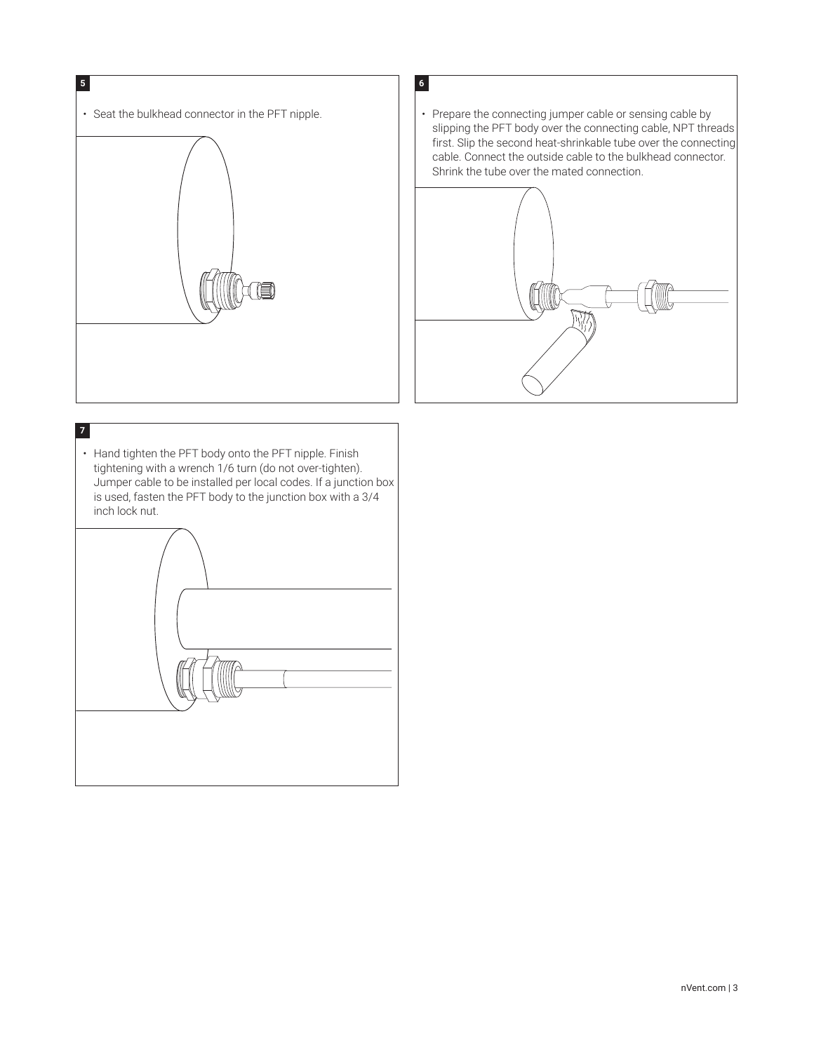**5**

- Seat the bulkhead connector in the PFT nipple.

**6**

- Prepare the connecting jumper cable or sensing cable by slipping the PFT body over the connecting cable, NPT threads first. Slip the second heat-shrinkable tube over the connecting cable. Connect the outside cable to the bulkhead connector. Shrink the tube over the mated connection.

**7**

- Hand tighten the PFT body onto the PFT nipple. Finish tightening with a wrench 1/6 turn (do not over-tighten). Jumper cable to be installed per local codes. If a junction box is used, fasten the PFT body to the junction box with a 3/4 inch lock nut.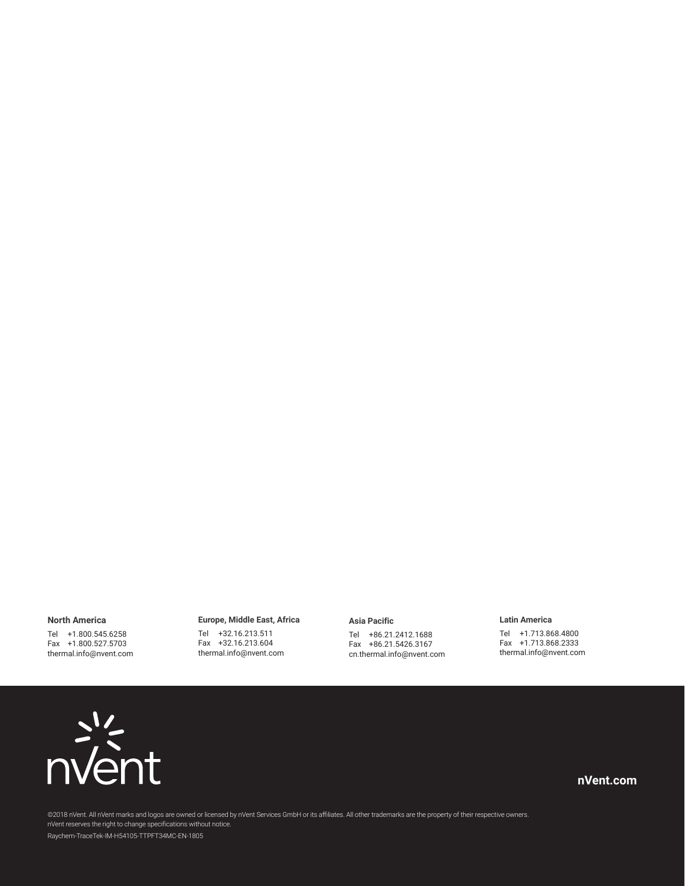**North America**

Tel +1.800.545.6258
Fax +1.800.527.5703
thermal.info@nvent.com

**Europe, Middle East, Africa**

Tel +32.16.213.511
Fax +32.16.213.604
thermal.info@nvent.com

**Asia Pacific**

Tel +86.21.2412.1688
Fax +86.21.5426.3167
cn.thermal.info@nvent.com

**Latin America**

Tel +1.713.868.4800
Fax +1.713.868.2333
thermal.info@nvent.com

nVent

**nVent.com**

©2018 nVent. All nVent marks and logos are owned or licensed by nVent Services GmbH or its affiliates. All other trademarks are the property of their respective owners.
nVent reserves the right to change specifications without notice.

Raychem-TraceTek-IM-H54105-TTPFT34MC-EN-1805